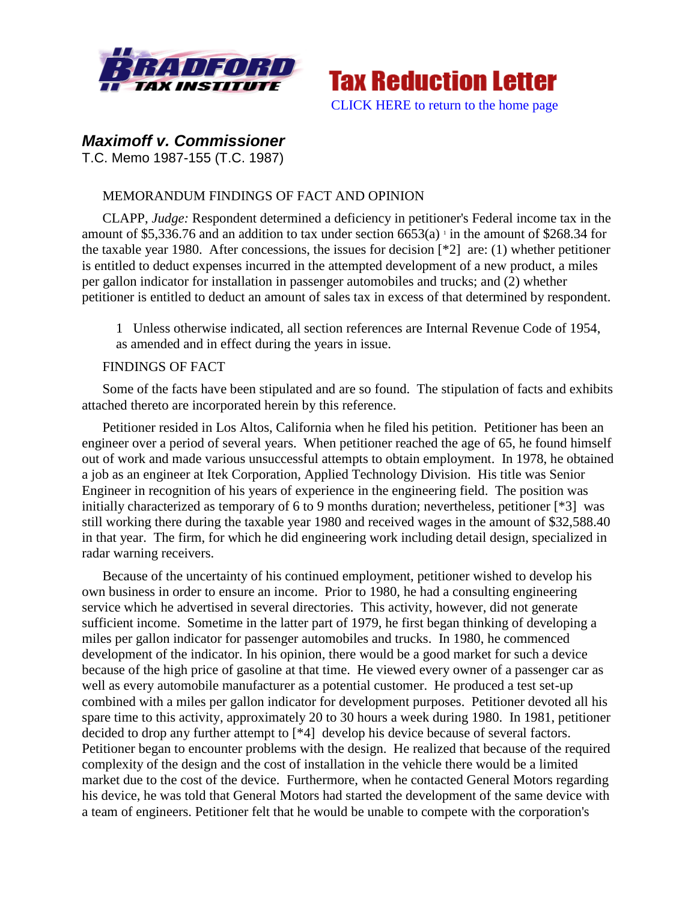Tax Reduction Letter

CLICK HERE to return to the home page

## *Maximoff v. Commissioner*

T.C. Memo 1987-155 (T.C. 1987)

MEMORANDUM FINDINGS OF FACT AND OPINION

CLAPP, *Judge:* Respondent determined a deficiency in petitioner's Federal income tax in the amount of $5,336.76 and an addition to tax under section 6653(a) [1] in the amount of $268.34 for the taxable year 1980. After concessions, the issues for decision [*2] are: (1) whether petitioner is entitled to deduct expenses incurred in the attempted development of a new product, a miles per gallon indicator for installation in passenger automobiles and trucks; and (2) whether petitioner is entitled to deduct an amount of sales tax in excess of that determined by respondent.

> 1 Unless otherwise indicated, all section references are Internal Revenue Code of 1954, as amended and in effect during the years in issue.

FINDINGS OF FACT

Some of the facts have been stipulated and are so found. The stipulation of facts and exhibits attached thereto are incorporated herein by this reference.

Petitioner resided in Los Altos, California when he filed his petition. Petitioner has been an engineer over a period of several years. When petitioner reached the age of 65, he found himself out of work and made various unsuccessful attempts to obtain employment. In 1978, he obtained a job as an engineer at Itek Corporation, Applied Technology Division. His title was Senior Engineer in recognition of his years of experience in the engineering field. The position was initially characterized as temporary of 6 to 9 months duration; nevertheless, petitioner [*3] was still working there during the taxable year 1980 and received wages in the amount of $32,588.40 in that year. The firm, for which he did engineering work including detail design, specialized in radar warning receivers.

Because of the uncertainty of his continued employment, petitioner wished to develop his own business in order to ensure an income. Prior to 1980, he had a consulting engineering service which he advertised in several directories. This activity, however, did not generate sufficient income. Sometime in the latter part of 1979, he first began thinking of developing a miles per gallon indicator for passenger automobiles and trucks. In 1980, he commenced development of the indicator. In his opinion, there would be a good market for such a device because of the high price of gasoline at that time. He viewed every owner of a passenger car as well as every automobile manufacturer as a potential customer. He produced a test set-up combined with a miles per gallon indicator for development purposes. Petitioner devoted all his spare time to this activity, approximately 20 to 30 hours a week during 1980. In 1981, petitioner decided to drop any further attempt to [*4] develop his device because of several factors. Petitioner began to encounter problems with the design. He realized that because of the required complexity of the design and the cost of installation in the vehicle there would be a limited market due to the cost of the device. Furthermore, when he contacted General Motors regarding his device, he was told that General Motors had started the development of the same device with a team of engineers. Petitioner felt that he would be unable to compete with the corporation's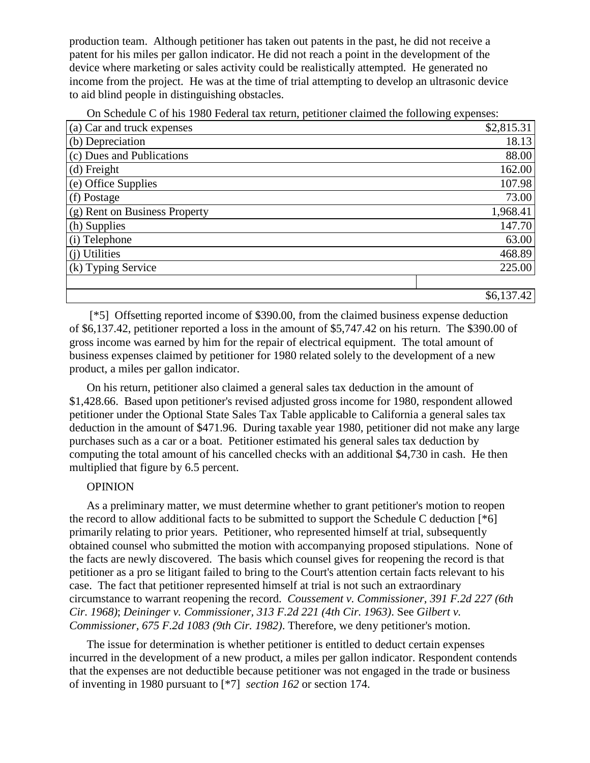production team. Although petitioner has taken out patents in the past, he did not receive a patent for his miles per gallon indicator. He did not reach a point in the development of the device where marketing or sales activity could be realistically attempted. He generated no income from the project. He was at the time of trial attempting to develop an ultrasonic device to aid blind people in distinguishing obstacles.

On Schedule C of his 1980 Federal tax return, petitioner claimed the following expenses:

| | |
|---|---:|
| (a) Car and truck expenses | $2,815.31 |
| (b) Depreciation | 18.13 |
| (c) Dues and Publications | 88.00 |
| (d) Freight | 162.00 |
| (e) Office Supplies | 107.98 |
| (f) Postage | 73.00 |
| (g) Rent on Business Property | 1,968.41 |
| (h) Supplies | 147.70 |
| (i) Telephone | 63.00 |
| (j) Utilities | 468.89 |
| (k) Typing Service | 225.00 |
| | |
| | $6,137.42 |

[*5] Offsetting reported income of $390.00, from the claimed business expense deduction of $6,137.42, petitioner reported a loss in the amount of $5,747.42 on his return. The $390.00 of gross income was earned by him for the repair of electrical equipment. The total amount of business expenses claimed by petitioner for 1980 related solely to the development of a new product, a miles per gallon indicator.

On his return, petitioner also claimed a general sales tax deduction in the amount of $1,428.66. Based upon petitioner's revised adjusted gross income for 1980, respondent allowed petitioner under the Optional State Sales Tax Table applicable to California a general sales tax deduction in the amount of $471.96. During taxable year 1980, petitioner did not make any large purchases such as a car or a boat. Petitioner estimated his general sales tax deduction by computing the total amount of his cancelled checks with an additional $4,730 in cash. He then multiplied that figure by 6.5 percent.

OPINION

As a preliminary matter, we must determine whether to grant petitioner's motion to reopen the record to allow additional facts to be submitted to support the Schedule C deduction [*6] primarily relating to prior years. Petitioner, who represented himself at trial, subsequently obtained counsel who submitted the motion with accompanying proposed stipulations. None of the facts are newly discovered. The basis which counsel gives for reopening the record is that petitioner as a pro se litigant failed to bring to the Court's attention certain facts relevant to his case. The fact that petitioner represented himself at trial is not such an extraordinary circumstance to warrant reopening the record. *Coussement v. Commissioner, 391 F.2d 227 (6th Cir. 1968)*; *Deininger v. Commissioner, 313 F.2d 221 (4th Cir. 1963)*. See *Gilbert v. Commissioner, 675 F.2d 1083 (9th Cir. 1982)*. Therefore, we deny petitioner's motion.

The issue for determination is whether petitioner is entitled to deduct certain expenses incurred in the development of a new product, a miles per gallon indicator. Respondent contends that the expenses are not deductible because petitioner was not engaged in the trade or business of inventing in 1980 pursuant to [*7] *section 162* or section 174.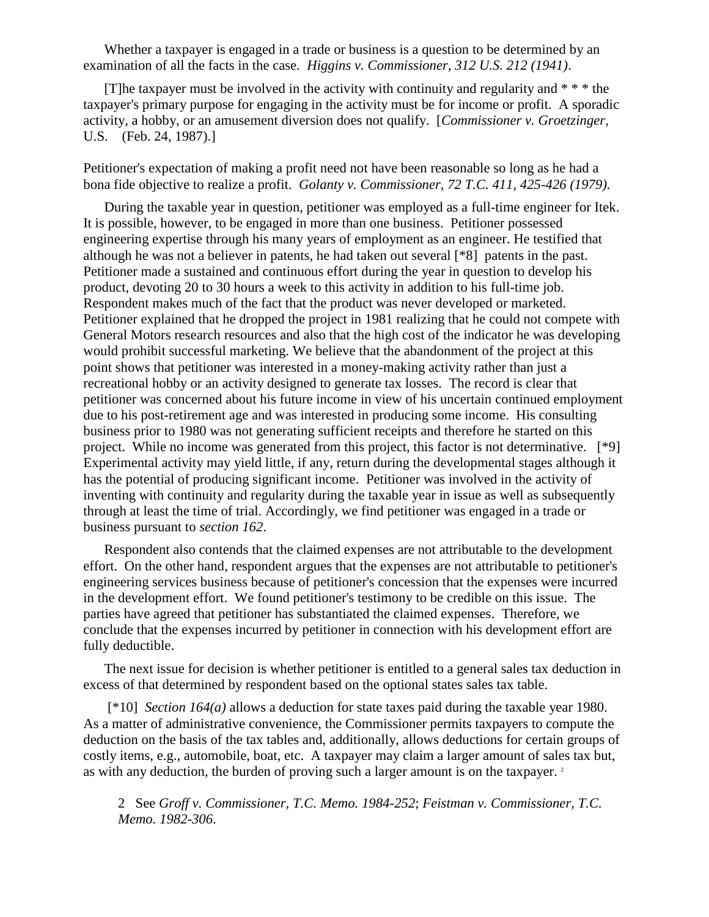Whether a taxpayer is engaged in a trade or business is a question to be determined by an examination of all the facts in the case. *Higgins v. Commissioner, 312 U.S. 212 (1941)*.

> [T]he taxpayer must be involved in the activity with continuity and regularity and * * * the taxpayer's primary purpose for engaging in the activity must be for income or profit. A sporadic activity, a hobby, or an amusement diversion does not qualify. [*Commissioner v. Groetzinger*, U.S. (Feb. 24, 1987).]

Petitioner's expectation of making a profit need not have been reasonable so long as he had a bona fide objective to realize a profit. *Golanty v. Commissioner, 72 T.C. 411, 425-426 (1979)*.

During the taxable year in question, petitioner was employed as a full-time engineer for Itek. It is possible, however, to be engaged in more than one business. Petitioner possessed engineering expertise through his many years of employment as an engineer. He testified that although he was not a believer in patents, he had taken out several [*8] patents in the past. Petitioner made a sustained and continuous effort during the year in question to develop his product, devoting 20 to 30 hours a week to this activity in addition to his full-time job. Respondent makes much of the fact that the product was never developed or marketed. Petitioner explained that he dropped the project in 1981 realizing that he could not compete with General Motors research resources and also that the high cost of the indicator he was developing would prohibit successful marketing. We believe that the abandonment of the project at this point shows that petitioner was interested in a money-making activity rather than just a recreational hobby or an activity designed to generate tax losses. The record is clear that petitioner was concerned about his future income in view of his uncertain continued employment due to his post-retirement age and was interested in producing some income. His consulting business prior to 1980 was not generating sufficient receipts and therefore he started on this project. While no income was generated from this project, this factor is not determinative. [*9] Experimental activity may yield little, if any, return during the developmental stages although it has the potential of producing significant income. Petitioner was involved in the activity of inventing with continuity and regularity during the taxable year in issue as well as subsequently through at least the time of trial. Accordingly, we find petitioner was engaged in a trade or business pursuant to *section 162*.

Respondent also contends that the claimed expenses are not attributable to the development effort. On the other hand, respondent argues that the expenses are not attributable to petitioner's engineering services business because of petitioner's concession that the expenses were incurred in the development effort. We found petitioner's testimony to be credible on this issue. The parties have agreed that petitioner has substantiated the claimed expenses. Therefore, we conclude that the expenses incurred by petitioner in connection with his development effort are fully deductible.

The next issue for decision is whether petitioner is entitled to a general sales tax deduction in excess of that determined by respondent based on the optional states sales tax table.

[*10] *Section 164(a)* allows a deduction for state taxes paid during the taxable year 1980. As a matter of administrative convenience, the Commissioner permits taxpayers to compute the deduction on the basis of the tax tables and, additionally, allows deductions for certain groups of costly items, e.g., automobile, boat, etc. A taxpayer may claim a larger amount of sales tax but, as with any deduction, the burden of proving such a larger amount is on the taxpayer. [2]

2 See *Groff v. Commissioner, T.C. Memo. 1984-252*; *Feistman v. Commissioner, T.C. Memo. 1982-306*.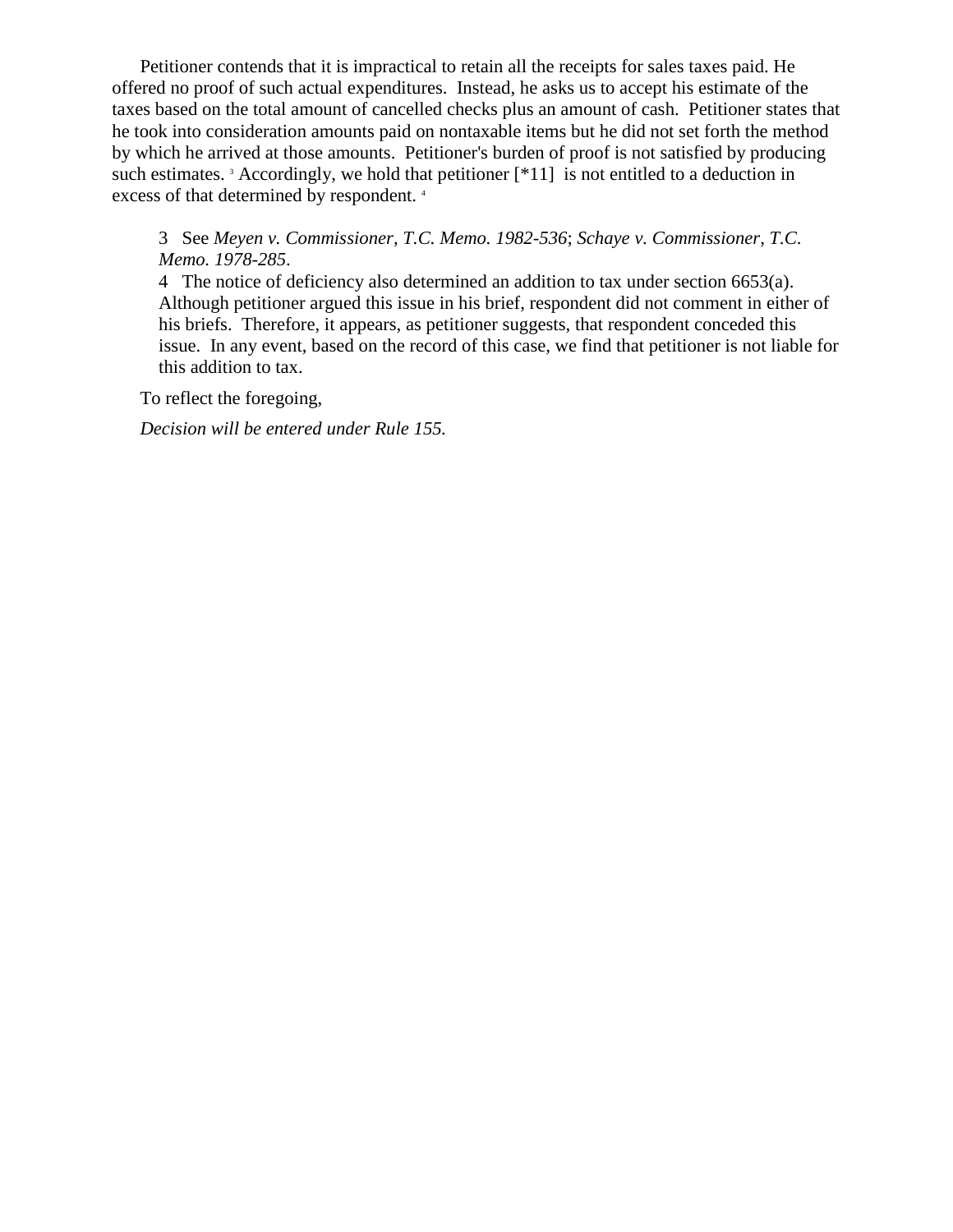Petitioner contends that it is impractical to retain all the receipts for sales taxes paid. He offered no proof of such actual expenditures. Instead, he asks us to accept his estimate of the taxes based on the total amount of cancelled checks plus an amount of cash. Petitioner states that he took into consideration amounts paid on nontaxable items but he did not set forth the method by which he arrived at those amounts. Petitioner's burden of proof is not satisfied by producing such estimates. [3] Accordingly, we hold that petitioner [*11] is not entitled to a deduction in excess of that determined by respondent. [4]

3 See *Meyen v. Commissioner, T.C. Memo. 1982-536*; *Schaye v. Commissioner, T.C. Memo. 1978-285*.

4 The notice of deficiency also determined an addition to tax under section 6653(a). Although petitioner argued this issue in his brief, respondent did not comment in either of his briefs. Therefore, it appears, as petitioner suggests, that respondent conceded this issue. In any event, based on the record of this case, we find that petitioner is not liable for this addition to tax.

To reflect the foregoing,

*Decision will be entered under Rule 155.*